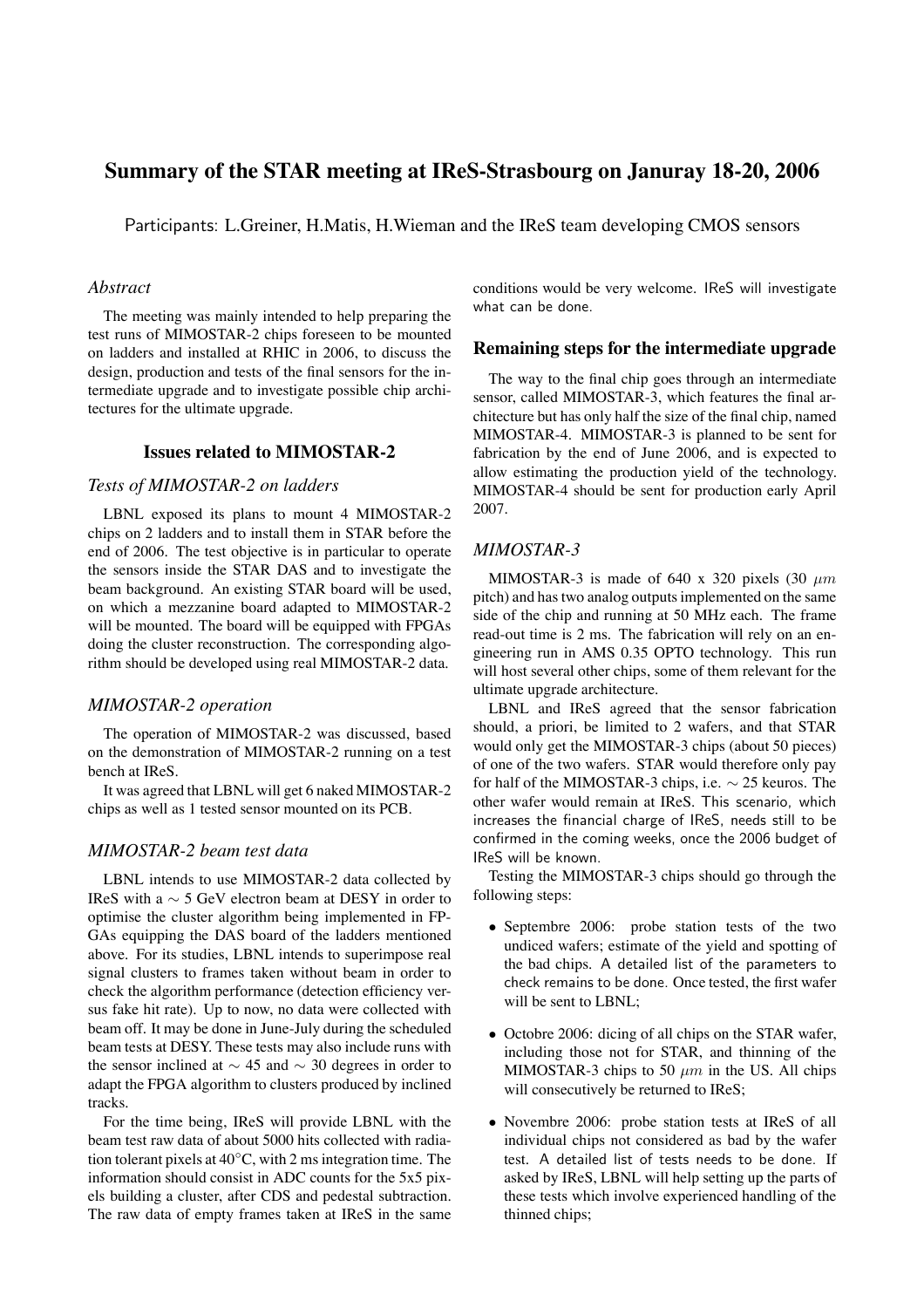# Summary of the STAR meeting at IReS-Strasbourg on Januray 18-20, 2006

Participants: L.Greiner, H.Matis, H.Wieman and the IReS team developing CMOS sensors

### *Abstract*

The meeting was mainly intended to help preparing the test runs of MIMOSTAR-2 chips foreseen to be mounted on ladders and installed at RHIC in 2006, to discuss the design, production and tests of the final sensors for the intermediate upgrade and to investigate possible chip architectures for the ultimate upgrade.

## Issues related to MIMOSTAR-2

### *Tests of MIMOSTAR-2 on ladders*

LBNL exposed its plans to mount 4 MIMOSTAR-2 chips on 2 ladders and to install them in STAR before the end of 2006. The test objective is in particular to operate the sensors inside the STAR DAS and to investigate the beam background. An existing STAR board will be used, on which a mezzanine board adapted to MIMOSTAR-2 will be mounted. The board will be equipped with FPGAs doing the cluster reconstruction. The corresponding algorithm should be developed using real MIMOSTAR-2 data.

### *MIMOSTAR-2 operation*

The operation of MIMOSTAR-2 was discussed, based on the demonstration of MIMOSTAR-2 running on a test bench at IReS.

It was agreed that LBNL will get 6 naked MIMOSTAR-2 chips as well as 1 tested sensor mounted on its PCB.

### *MIMOSTAR-2 beam test data*

LBNL intends to use MIMOSTAR-2 data collected by IReS with a $\sim$ 5 GeV electron beam at DESY in order to optimise the cluster algorithm being implemented in FPGAs equipping the DAS board of the ladders mentioned above. For its studies, LBNL intends to superimpose real signal clusters to frames taken without beam in order to check the algorithm performance (detection efficiency versus fake hit rate). Up to now, no data were collected with beam off. It may be done in June-July during the scheduled beam tests at DESY. These tests may also include runs with the sensor inclined at $\sim$ 45 and $\sim$ 30 degrees in order to adapt the FPGA algorithm to clusters produced by inclined tracks.

For the time being, IReS will provide LBNL with the beam test raw data of about 5000 hits collected with radiation tolerant pixels at 40°C, with 2 ms integration time. The information should consist in ADC counts for the 5x5 pixels building a cluster, after CDS and pedestal subtraction. The raw data of empty frames taken at IReS in the same conditions would be very welcome. IReS will investigate what can be done.

## Remaining steps for the intermediate upgrade

The way to the final chip goes through an intermediate sensor, called MIMOSTAR-3, which features the final architecture but has only half the size of the final chip, named MIMOSTAR-4. MIMOSTAR-3 is planned to be sent for fabrication by the end of June 2006, and is expected to allow estimating the production yield of the technology. MIMOSTAR-4 should be sent for production early April 2007.

### *MIMOSTAR-3*

MIMOSTAR-3 is made of 640 x 320 pixels (30 $\mu m$ pitch) and has two analog outputs implemented on the same side of the chip and running at 50 MHz each. The frame read-out time is 2 ms. The fabrication will rely on an engineering run in AMS 0.35 OPTO technology. This run will host several other chips, some of them relevant for the ultimate upgrade architecture.

LBNL and IReS agreed that the sensor fabrication should, a priori, be limited to 2 wafers, and that STAR would only get the MIMOSTAR-3 chips (about 50 pieces) of one of the two wafers. STAR would therefore only pay for half of the MIMOSTAR-3 chips, i.e. $\sim$ 25 keuros. The other wafer would remain at IReS. This scenario, which increases the financial charge of IReS, needs still to be confirmed in the coming weeks, once the 2006 budget of IReS will be known.

Testing the MIMOSTAR-3 chips should go through the following steps:

- Septembre 2006: probe station tests of the two undiced wafers; estimate of the yield and spotting of the bad chips. A detailed list of the parameters to check remains to be done. Once tested, the first wafer will be sent to LBNL;
- Octobre 2006: dicing of all chips on the STAR wafer, including those not for STAR, and thinning of the MIMOSTAR-3 chips to 50 $\mu m$ in the US. All chips will consecutively be returned to IReS;
- Novembre 2006: probe station tests at IReS of all individual chips not considered as bad by the wafer test. A detailed list of tests needs to be done. If asked by IReS, LBNL will help setting up the parts of these tests which involve experienced handling of the thinned chips;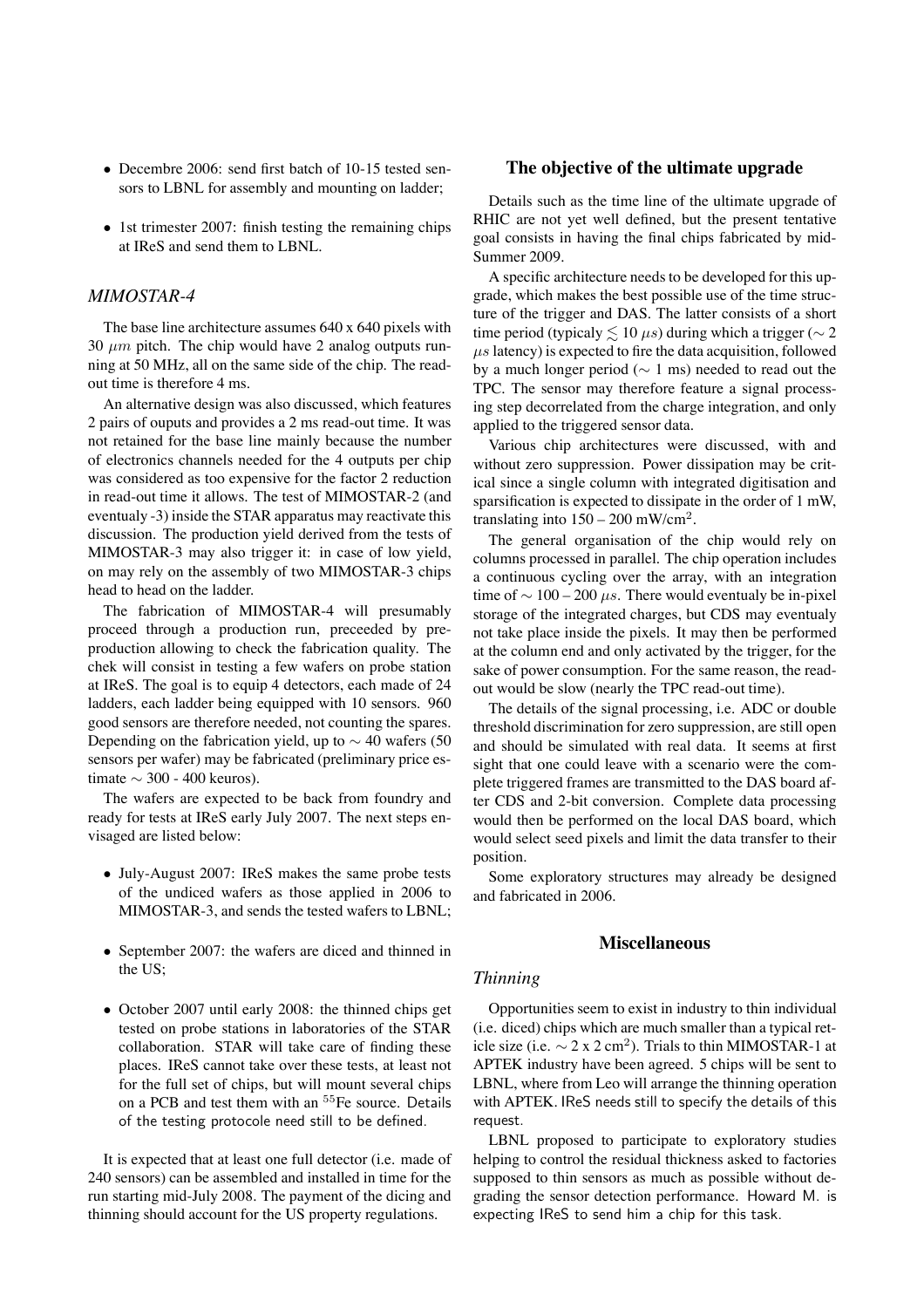- Decembre 2006: send first batch of 10-15 tested sensors to LBNL for assembly and mounting on ladder;
- 1st trimester 2007: finish testing the remaining chips at IReS and send them to LBNL.

### *MIMOSTAR-4*

The base line architecture assumes 640 x 640 pixels with 30 $\mu m$ pitch. The chip would have 2 analog outputs running at 50 MHz, all on the same side of the chip. The readout time is therefore 4 ms.

An alternative design was also discussed, which features 2 pairs of ouputs and provides a 2 ms read-out time. It was not retained for the base line mainly because the number of electronics channels needed for the 4 outputs per chip was considered as too expensive for the factor 2 reduction in read-out time it allows. The test of MIMOSTAR-2 (and eventualy -3) inside the STAR apparatus may reactivate this discussion. The production yield derived from the tests of MIMOSTAR-3 may also trigger it: in case of low yield, on may rely on the assembly of two MIMOSTAR-3 chips head to head on the ladder.

The fabrication of MIMOSTAR-4 will presumably proceed through a production run, preceeded by preproduction allowing to check the fabrication quality. The chek will consist in testing a few wafers on probe station at IReS. The goal is to equip 4 detectors, each made of 24 ladders, each ladder being equipped with 10 sensors. 960 good sensors are therefore needed, not counting the spares. Depending on the fabrication yield, up to $\sim$ 40 wafers (50 sensors per wafer) may be fabricated (preliminary price estimate $\sim$ 300 - 400 keuros).

The wafers are expected to be back from foundry and ready for tests at IReS early July 2007. The next steps envisaged are listed below:

- July-August 2007: IReS makes the same probe tests of the undiced wafers as those applied in 2006 to MIMOSTAR-3, and sends the tested wafers to LBNL;
- September 2007: the wafers are diced and thinned in the US;
- October 2007 until early 2008: the thinned chips get tested on probe stations in laboratories of the STAR collaboration. STAR will take care of finding these places. IReS cannot take over these tests, at least not for the full set of chips, but will mount several chips on a PCB and test them with an $^{55}$Fe source. Details of the testing protocole need still to be defined.

It is expected that at least one full detector (i.e. made of 240 sensors) can be assembled and installed in time for the run starting mid-July 2008. The payment of the dicing and thinning should account for the US property regulations.

## The objective of the ultimate upgrade

Details such as the time line of the ultimate upgrade of RHIC are not yet well defined, but the present tentative goal consists in having the final chips fabricated by mid-Summer 2009.

A specific architecture needs to be developed for this upgrade, which makes the best possible use of the time structure of the trigger and DAS. The latter consists of a short time period (typicaly $\lesssim 10\ \mu s$) during which a trigger ($\sim 2\ \mu s$ latency) is expected to fire the data acquisition, followed by a much longer period ($\sim$ 1 ms) needed to read out the TPC. The sensor may therefore feature a signal processing step decorrelated from the charge integration, and only applied to the triggered sensor data.

Various chip architectures were discussed, with and without zero suppression. Power dissipation may be critical since a single column with integrated digitisation and sparsification is expected to dissipate in the order of 1 mW, translating into 150 – 200 mW/cm$^2$.

The general organisation of the chip would rely on columns processed in parallel. The chip operation includes a continuous cycling over the array, with an integration time of $\sim$ 100 – 200 $\mu s$. There would eventualy be in-pixel storage of the integrated charges, but CDS may eventualy not take place inside the pixels. It may then be performed at the column end and only activated by the trigger, for the sake of power consumption. For the same reason, the readout would be slow (nearly the TPC read-out time).

The details of the signal processing, i.e. ADC or double threshold discrimination for zero suppression, are still open and should be simulated with real data. It seems at first sight that one could leave with a scenario were the complete triggered frames are transmitted to the DAS board after CDS and 2-bit conversion. Complete data processing would then be performed on the local DAS board, which would select seed pixels and limit the data transfer to their position.

Some exploratory structures may already be designed and fabricated in 2006.

## Miscellaneous

### *Thinning*

Opportunities seem to exist in industry to thin individual (i.e. diced) chips which are much smaller than a typical reticle size (i.e. $\sim$ 2 x 2 cm$^2$). Trials to thin MIMOSTAR-1 at APTEK industry have been agreed. 5 chips will be sent to LBNL, where from Leo will arrange the thinning operation with APTEK. IReS needs still to specify the details of this request.

LBNL proposed to participate to exploratory studies helping to control the residual thickness asked to factories supposed to thin sensors as much as possible without degrading the sensor detection performance. Howard M. is expecting IReS to send him a chip for this task.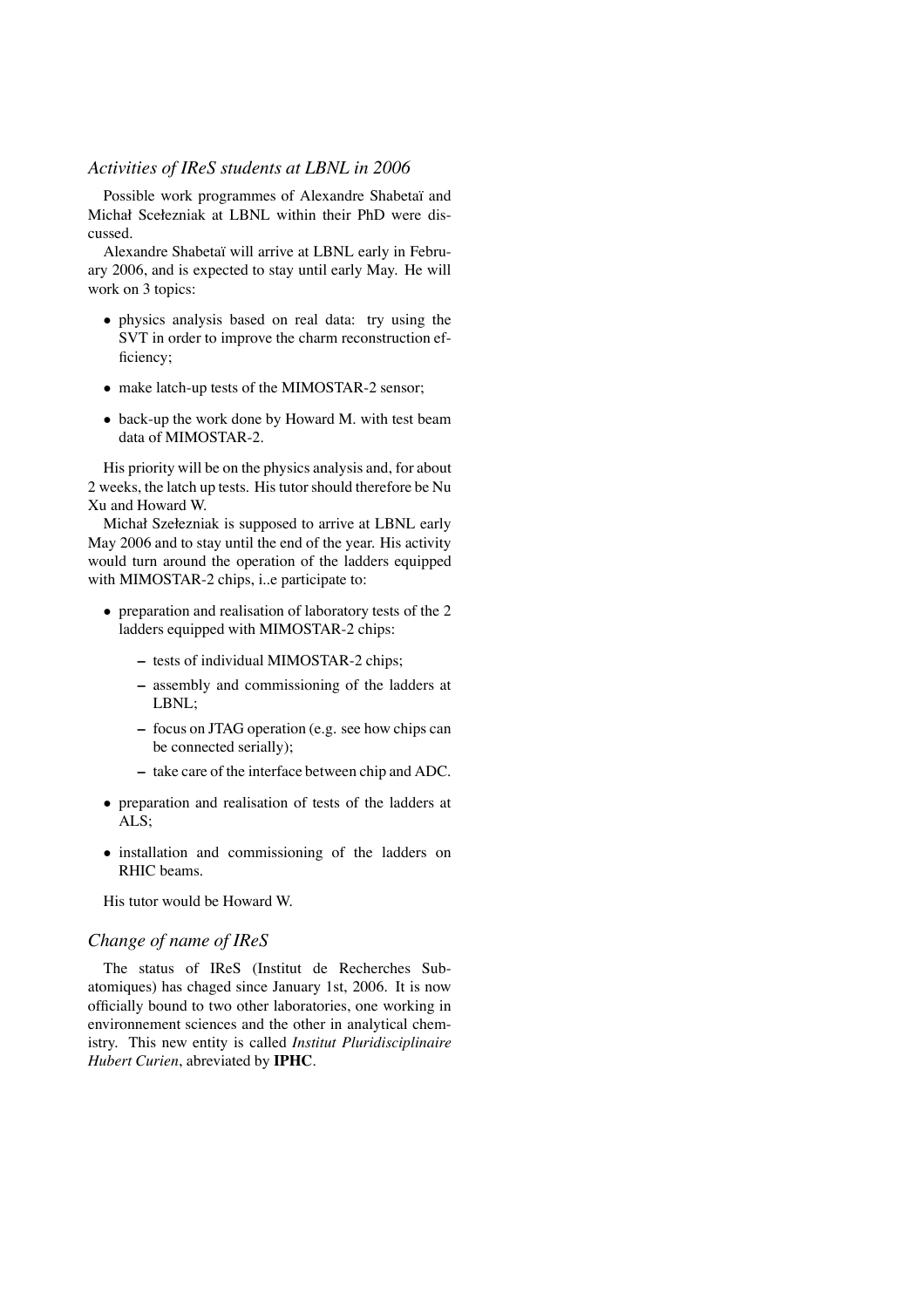### *Activities of IReS students at LBNL in 2006*

Possible work programmes of Alexandre Shabetaï and Michał Scełezniak at LBNL within their PhD were discussed.

Alexandre Shabetaï will arrive at LBNL early in February 2006, and is expected to stay until early May. He will work on 3 topics:

- physics analysis based on real data: try using the SVT in order to improve the charm reconstruction efficiency;
- make latch-up tests of the MIMOSTAR-2 sensor;
- back-up the work done by Howard M. with test beam data of MIMOSTAR-2.

His priority will be on the physics analysis and, for about 2 weeks, the latch up tests. His tutor should therefore be Nu Xu and Howard W.

Michał Szełezniak is supposed to arrive at LBNL early May 2006 and to stay until the end of the year. His activity would turn around the operation of the ladders equipped with MIMOSTAR-2 chips, i..e participate to:

- preparation and realisation of laboratory tests of the 2 ladders equipped with MIMOSTAR-2 chips:
  - tests of individual MIMOSTAR-2 chips;
  - assembly and commissioning of the ladders at LBNL;
  - focus on JTAG operation (e.g. see how chips can be connected serially);
  - take care of the interface between chip and ADC.
- preparation and realisation of tests of the ladders at ALS;
- installation and commissioning of the ladders on RHIC beams.

His tutor would be Howard W.

### *Change of name of IReS*

The status of IReS (Institut de Recherches Subatomiques) has chaged since January 1st, 2006. It is now officially bound to two other laboratories, one working in environnement sciences and the other in analytical chemistry. This new entity is called *Institut Pluridisciplinaire Hubert Curien*, abreviated by **IPHC**.